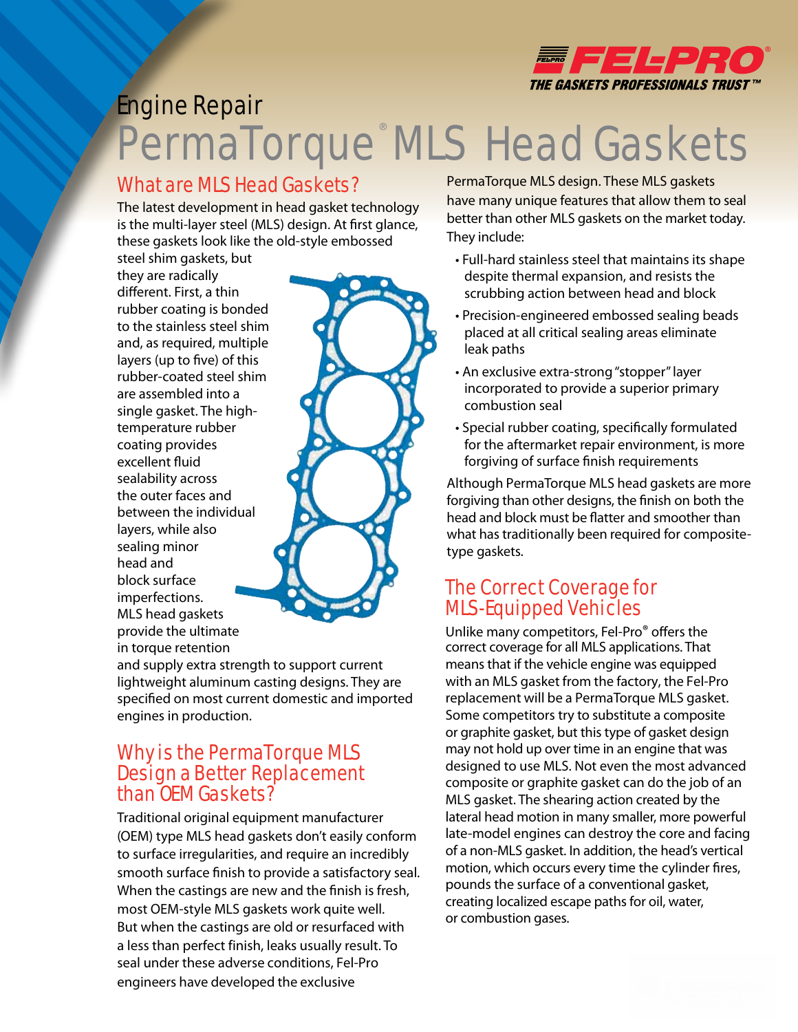FEL-PRO
THE GASKETS PROFESSIONALS TRUST™

Engine Repair

# PermaTorque® MLS Head Gaskets

## What are MLS Head Gaskets?

The latest development in head gasket technology is the multi-layer steel (MLS) design. At first glance, these gaskets look like the old-style embossed steel shim gaskets, but they are radically different. First, a thin rubber coating is bonded to the stainless steel shim and, as required, multiple layers (up to five) of this rubber-coated steel shim are assembled into a single gasket. The high-temperature rubber coating provides excellent fluid sealability across the outer faces and between the individual layers, while also sealing minor head and block surface imperfections. MLS head gaskets provide the ultimate in torque retention and supply extra strength to support current lightweight aluminum casting designs. They are specified on most current domestic and imported engines in production.

## Why is the PermaTorque MLS Design a Better Replacement than OEM Gaskets?

Traditional original equipment manufacturer (OEM) type MLS head gaskets don't easily conform to surface irregularities, and require an incredibly smooth surface finish to provide a satisfactory seal. When the castings are new and the finish is fresh, most OEM-style MLS gaskets work quite well. But when the castings are old or resurfaced with a less than perfect finish, leaks usually result. To seal under these adverse conditions, Fel-Pro engineers have developed the exclusive PermaTorque MLS design. These MLS gaskets have many unique features that allow them to seal better than other MLS gaskets on the market today. They include:

- Full-hard stainless steel that maintains its shape despite thermal expansion, and resists the scrubbing action between head and block
- Precision-engineered embossed sealing beads placed at all critical sealing areas eliminate leak paths
- An exclusive extra-strong "stopper" layer incorporated to provide a superior primary combustion seal
- Special rubber coating, specifically formulated for the aftermarket repair environment, is more forgiving of surface finish requirements

Although PermaTorque MLS head gaskets are more forgiving than other designs, the finish on both the head and block must be flatter and smoother than what has traditionally been required for composite-type gaskets.

## The Correct Coverage for MLS-Equipped Vehicles

Unlike many competitors, Fel-Pro® offers the correct coverage for all MLS applications. That means that if the vehicle engine was equipped with an MLS gasket from the factory, the Fel-Pro replacement will be a PermaTorque MLS gasket. Some competitors try to substitute a composite or graphite gasket, but this type of gasket design may not hold up over time in an engine that was designed to use MLS. Not even the most advanced composite or graphite gasket can do the job of an MLS gasket. The shearing action created by the lateral head motion in many smaller, more powerful late-model engines can destroy the core and facing of a non-MLS gasket. In addition, the head's vertical motion, which occurs every time the cylinder fires, pounds the surface of a conventional gasket, creating localized escape paths for oil, water, or combustion gases.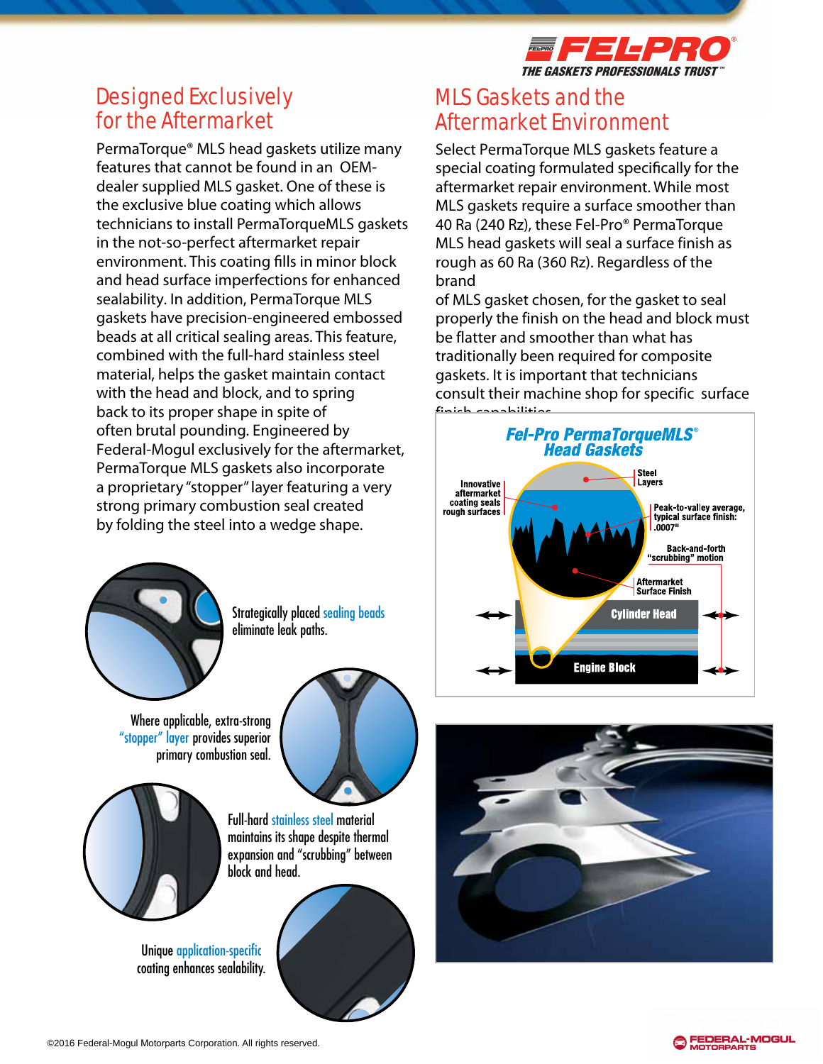## Designed Exclusively for the Aftermarket

PermaTorque® MLS head gaskets utilize many features that cannot be found in an OEM-dealer supplied MLS gasket. One of these is the exclusive blue coating which allows technicians to install PermaTorqueMLS gaskets in the not-so-perfect aftermarket repair environment. This coating fills in minor block and head surface imperfections for enhanced sealability. In addition, PermaTorque MLS gaskets have precision-engineered embossed beads at all critical sealing areas. This feature, combined with the full-hard stainless steel material, helps the gasket maintain contact with the head and block, and to spring back to its proper shape in spite of often brutal pounding. Engineered by Federal-Mogul exclusively for the aftermarket, PermaTorque MLS gaskets also incorporate a proprietary "stopper" layer featuring a very strong primary combustion seal created by folding the steel into a wedge shape.

Strategically placed sealing beads eliminate leak paths.

Where applicable, extra-strong "stopper" layer provides superior primary combustion seal.

Full-hard stainless steel material maintains its shape despite thermal expansion and "scrubbing" between block and head.

Unique application-specific coating enhances sealability.

## MLS Gaskets and the Aftermarket Environment

Select PermaTorque MLS gaskets feature a special coating formulated specifically for the aftermarket repair environment. While most MLS gaskets require a surface smoother than 40 Ra (240 Rz), these Fel-Pro® PermaTorque MLS head gaskets will seal a surface finish as rough as 60 Ra (360 Rz). Regardless of the brand of MLS gasket chosen, for the gasket to seal properly the finish on the head and block must be flatter and smoother than what has traditionally been required for composite gaskets. It is important that technicians consult their machine shop for specific surface finish capabilities.

Fel-Pro PermaTorqueMLS® Head Gaskets

Steel Layers

Innovative aftermarket coating seals rough surfaces

Peak-to-valley average, typical surface finish: .0007"

Back-and-forth "scrubbing" motion

Aftermarket Surface Finish

Cylinder Head

Engine Block

©2016 Federal-Mogul Motorparts Corporation. All rights reserved.